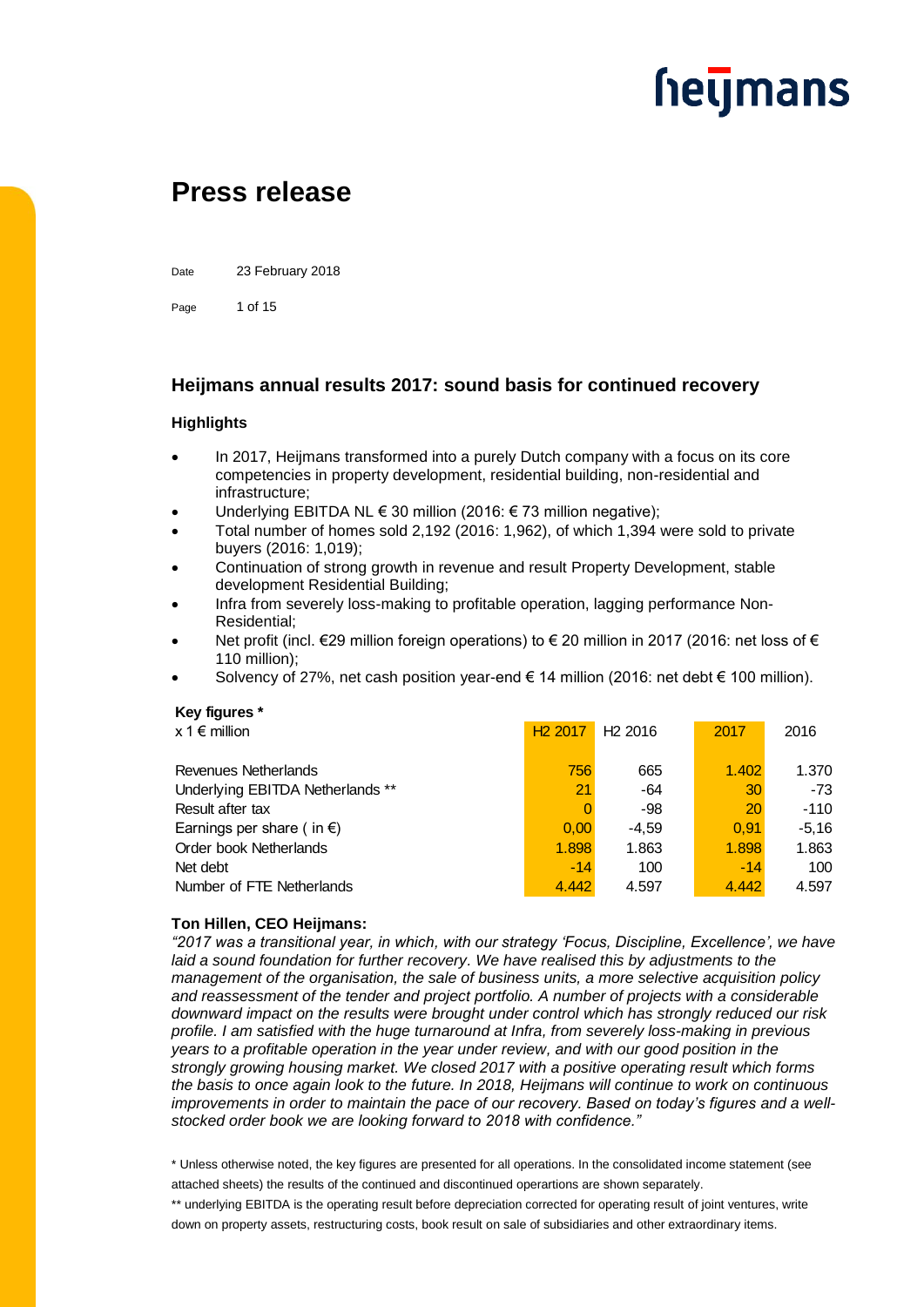# Press release

Date 23 February 2018

## Heijmans annual results 2017: sound basis for continued recovery

### Highlights

- In 2017, Heijmans transformed into a purely Dutch company with a focus on its core competencies in property development, residential building, non-residential and infrastructure;
- Underlying EBITDA NL € 30 million (2016: € 73 million negative);
- Total number of homes sold 2,192 (2016: 1,962), of which 1,394 were sold to private buyers (2016: 1,019);
- Continuation of strong growth in revenue and result Property Development, stable development Residential Building;
- Infra from severely loss-making to profitable operation, lagging performance Non-Residential;
- Net profit (incl. €29 million foreign operations) to € 20 million in 2017 (2016: net loss of € 110 million);
- Solvency of 27%, net cash position year-end € 14 million (2016: net debt € 100 million).

**Key figures ***

| x 1 € million | H2 2017 | H2 2016 | 2017 | 2016 |
|---|---|---|---|---|
| Revenues Netherlands | 756 | 665 | 1.402 | 1.370 |
| Underlying EBITDA Netherlands ** | 21 | -64 | 30 | -73 |
| Result after tax | 0 | -98 | 20 | -110 |
| Earnings per share ( in €) | 0,00 | -4,59 | 0,91 | -5,16 |
| Order book Netherlands | 1.898 | 1.863 | 1.898 | 1.863 |
| Net debt | -14 | 100 | -14 | 100 |
| Number of FTE Netherlands | 4.442 | 4.597 | 4.442 | 4.597 |

**Ton Hillen, CEO Heijmans:**

*"2017 was a transitional year, in which, with our strategy 'Focus, Discipline, Excellence', we have laid a sound foundation for further recovery. We have realised this by adjustments to the management of the organisation, the sale of business units, a more selective acquisition policy and reassessment of the tender and project portfolio. A number of projects with a considerable downward impact on the results were brought under control which has strongly reduced our risk profile. I am satisfied with the huge turnaround at Infra, from severely loss-making in previous years to a profitable operation in the year under review, and with our good position in the strongly growing housing market. We closed 2017 with a positive operating result which forms the basis to once again look to the future. In 2018, Heijmans will continue to work on continuous improvements in order to maintain the pace of our recovery. Based on today's figures and a well-stocked order book we are looking forward to 2018 with confidence."*

* Unless otherwise noted, the key figures are presented for all operations. In the consolidated income statement (see attached sheets) the results of the continued and discontinued operartions are shown separately.

** underlying EBITDA is the operating result before depreciation corrected for operating result of joint ventures, write down on property assets, restructuring costs, book result on sale of subsidiaries and other extraordinary items.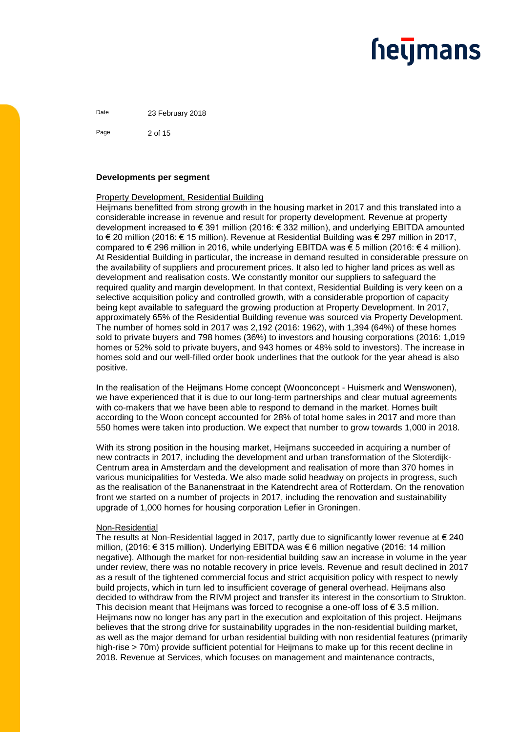**Developments per segment**

Property Development, Residential Building

Heijmans benefitted from strong growth in the housing market in 2017 and this translated into a considerable increase in revenue and result for property development. Revenue at property development increased to € 391 million (2016: € 332 million), and underlying EBITDA amounted to € 20 million (2016: € 15 million). Revenue at Residential Building was € 297 million in 2017, compared to € 296 million in 2016, while underlying EBITDA was € 5 million (2016: € 4 million). At Residential Building in particular, the increase in demand resulted in considerable pressure on the availability of suppliers and procurement prices. It also led to higher land prices as well as development and realisation costs. We constantly monitor our suppliers to safeguard the required quality and margin development. In that context, Residential Building is very keen on a selective acquisition policy and controlled growth, with a considerable proportion of capacity being kept available to safeguard the growing production at Property Development. In 2017, approximately 65% of the Residential Building revenue was sourced via Property Development. The number of homes sold in 2017 was 2,192 (2016: 1962), with 1,394 (64%) of these homes sold to private buyers and 798 homes (36%) to investors and housing corporations (2016: 1,019 homes or 52% sold to private buyers, and 943 homes or 48% sold to investors). The increase in homes sold and our well-filled order book underlines that the outlook for the year ahead is also positive.

In the realisation of the Heijmans Home concept (Woonconcept - Huismerk and Wenswonen), we have experienced that it is due to our long-term partnerships and clear mutual agreements with co-makers that we have been able to respond to demand in the market. Homes built according to the Woon concept accounted for 28% of total home sales in 2017 and more than 550 homes were taken into production. We expect that number to grow towards 1,000 in 2018.

With its strong position in the housing market, Heijmans succeeded in acquiring a number of new contracts in 2017, including the development and urban transformation of the Sloterdijk-Centrum area in Amsterdam and the development and realisation of more than 370 homes in various municipalities for Vesteda. We also made solid headway on projects in progress, such as the realisation of the Bananenstraat in the Katendrecht area of Rotterdam. On the renovation front we started on a number of projects in 2017, including the renovation and sustainability upgrade of 1,000 homes for housing corporation Lefier in Groningen.

Non-Residential

The results at Non-Residential lagged in 2017, partly due to significantly lower revenue at € 240 million, (2016: € 315 million). Underlying EBITDA was € 6 million negative (2016: 14 million negative). Although the market for non-residential building saw an increase in volume in the year under review, there was no notable recovery in price levels. Revenue and result declined in 2017 as a result of the tightened commercial focus and strict acquisition policy with respect to newly build projects, which in turn led to insufficient coverage of general overhead. Heijmans also decided to withdraw from the RIVM project and transfer its interest in the consortium to Strukton. This decision meant that Heijmans was forced to recognise a one-off loss of € 3.5 million. Heijmans now no longer has any part in the execution and exploitation of this project. Heijmans believes that the strong drive for sustainability upgrades in the non-residential building market, as well as the major demand for urban residential building with non residential features (primarily high-rise > 70m) provide sufficient potential for Heijmans to make up for this recent decline in 2018. Revenue at Services, which focuses on management and maintenance contracts,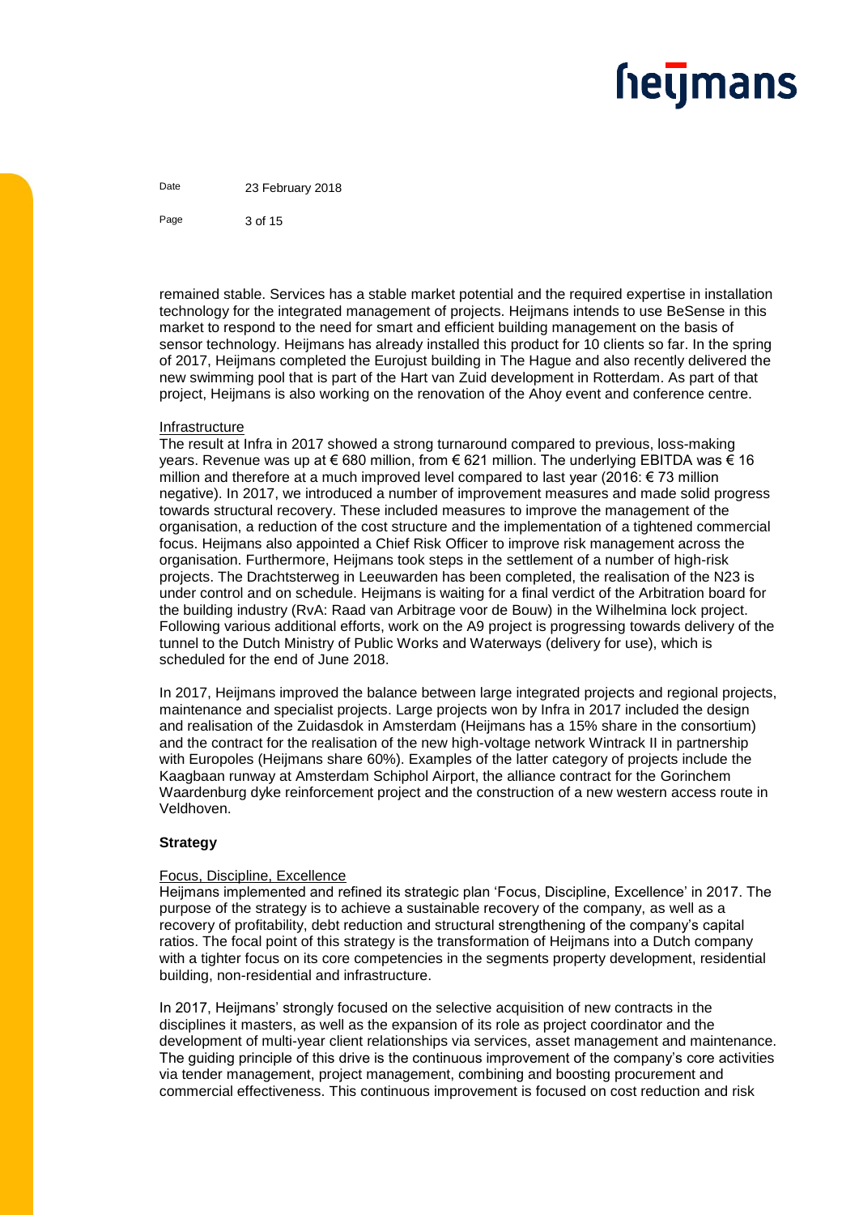remained stable. Services has a stable market potential and the required expertise in installation technology for the integrated management of projects. Heijmans intends to use BeSense in this market to respond to the need for smart and efficient building management on the basis of sensor technology. Heijmans has already installed this product for 10 clients so far. In the spring of 2017, Heijmans completed the Eurojust building in The Hague and also recently delivered the new swimming pool that is part of the Hart van Zuid development in Rotterdam. As part of that project, Heijmans is also working on the renovation of the Ahoy event and conference centre.

Infrastructure

The result at Infra in 2017 showed a strong turnaround compared to previous, loss-making years. Revenue was up at € 680 million, from € 621 million. The underlying EBITDA was € 16 million and therefore at a much improved level compared to last year (2016: € 73 million negative). In 2017, we introduced a number of improvement measures and made solid progress towards structural recovery. These included measures to improve the management of the organisation, a reduction of the cost structure and the implementation of a tightened commercial focus. Heijmans also appointed a Chief Risk Officer to improve risk management across the organisation. Furthermore, Heijmans took steps in the settlement of a number of high-risk projects. The Drachtsterweg in Leeuwarden has been completed, the realisation of the N23 is under control and on schedule. Heijmans is waiting for a final verdict of the Arbitration board for the building industry (RvA: Raad van Arbitrage voor de Bouw) in the Wilhelmina lock project. Following various additional efforts, work on the A9 project is progressing towards delivery of the tunnel to the Dutch Ministry of Public Works and Waterways (delivery for use), which is scheduled for the end of June 2018.

In 2017, Heijmans improved the balance between large integrated projects and regional projects, maintenance and specialist projects. Large projects won by Infra in 2017 included the design and realisation of the Zuidasdok in Amsterdam (Heijmans has a 15% share in the consortium) and the contract for the realisation of the new high-voltage network Wintrack II in partnership with Europoles (Heijmans share 60%). Examples of the latter category of projects include the Kaagbaan runway at Amsterdam Schiphol Airport, the alliance contract for the Gorinchem Waardenburg dyke reinforcement project and the construction of a new western access route in Veldhoven.

**Strategy**

Focus, Discipline, Excellence

Heijmans implemented and refined its strategic plan 'Focus, Discipline, Excellence' in 2017. The purpose of the strategy is to achieve a sustainable recovery of the company, as well as a recovery of profitability, debt reduction and structural strengthening of the company's capital ratios. The focal point of this strategy is the transformation of Heijmans into a Dutch company with a tighter focus on its core competencies in the segments property development, residential building, non-residential and infrastructure.

In 2017, Heijmans' strongly focused on the selective acquisition of new contracts in the disciplines it masters, as well as the expansion of its role as project coordinator and the development of multi-year client relationships via services, asset management and maintenance. The guiding principle of this drive is the continuous improvement of the company's core activities via tender management, project management, combining and boosting procurement and commercial effectiveness. This continuous improvement is focused on cost reduction and risk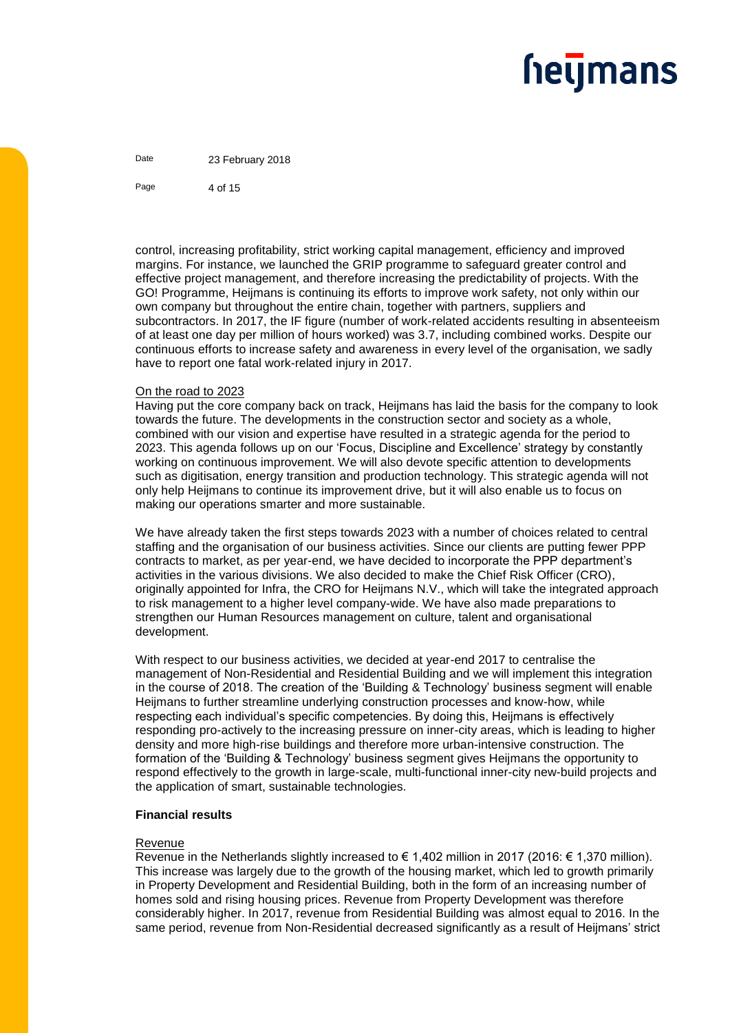control, increasing profitability, strict working capital management, efficiency and improved margins. For instance, we launched the GRIP programme to safeguard greater control and effective project management, and therefore increasing the predictability of projects. With the GO! Programme, Heijmans is continuing its efforts to improve work safety, not only within our own company but throughout the entire chain, together with partners, suppliers and subcontractors. In 2017, the IF figure (number of work-related accidents resulting in absenteeism of at least one day per million of hours worked) was 3.7, including combined works. Despite our continuous efforts to increase safety and awareness in every level of the organisation, we sadly have to report one fatal work-related injury in 2017.

On the road to 2023

Having put the core company back on track, Heijmans has laid the basis for the company to look towards the future. The developments in the construction sector and society as a whole, combined with our vision and expertise have resulted in a strategic agenda for the period to 2023. This agenda follows up on our 'Focus, Discipline and Excellence' strategy by constantly working on continuous improvement. We will also devote specific attention to developments such as digitisation, energy transition and production technology. This strategic agenda will not only help Heijmans to continue its improvement drive, but it will also enable us to focus on making our operations smarter and more sustainable.

We have already taken the first steps towards 2023 with a number of choices related to central staffing and the organisation of our business activities. Since our clients are putting fewer PPP contracts to market, as per year-end, we have decided to incorporate the PPP department's activities in the various divisions. We also decided to make the Chief Risk Officer (CRO), originally appointed for Infra, the CRO for Heijmans N.V., which will take the integrated approach to risk management to a higher level company-wide. We have also made preparations to strengthen our Human Resources management on culture, talent and organisational development.

With respect to our business activities, we decided at year-end 2017 to centralise the management of Non-Residential and Residential Building and we will implement this integration in the course of 2018. The creation of the 'Building & Technology' business segment will enable Heijmans to further streamline underlying construction processes and know-how, while respecting each individual's specific competencies. By doing this, Heijmans is effectively responding pro-actively to the increasing pressure on inner-city areas, which is leading to higher density and more high-rise buildings and therefore more urban-intensive construction. The formation of the 'Building & Technology' business segment gives Heijmans the opportunity to respond effectively to the growth in large-scale, multi-functional inner-city new-build projects and the application of smart, sustainable technologies.

## Financial results

Revenue

Revenue in the Netherlands slightly increased to € 1,402 million in 2017 (2016: € 1,370 million). This increase was largely due to the growth of the housing market, which led to growth primarily in Property Development and Residential Building, both in the form of an increasing number of homes sold and rising housing prices. Revenue from Property Development was therefore considerably higher. In 2017, revenue from Residential Building was almost equal to 2016. In the same period, revenue from Non-Residential decreased significantly as a result of Heijmans' strict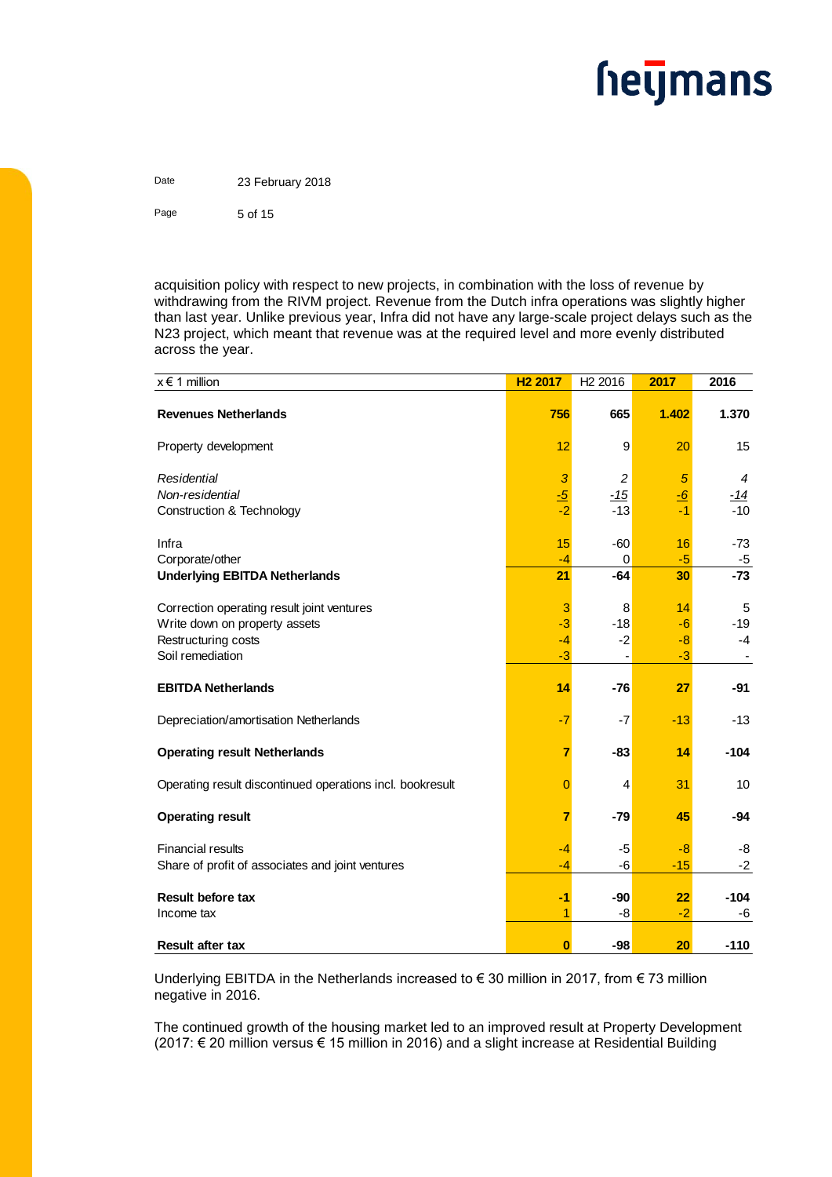acquisition policy with respect to new projects, in combination with the loss of revenue by withdrawing from the RIVM project. Revenue from the Dutch infra operations was slightly higher than last year. Unlike previous year, Infra did not have any large-scale project delays such as the N23 project, which meant that revenue was at the required level and more evenly distributed across the year.

| x € 1 million | **H2 2017** | H2 2016 | **2017** | **2016** |
|---|---|---|---|---|
| **Revenues Netherlands** | **756** | **665** | **1.402** | **1.370** |
| Property development | 12 | 9 | 20 | 15 |
| *Residential* | *3* | *2* | *5* | *4* |
| *Non-residential* | *-5* | *-15* | *-6* | *-14* |
| Construction & Technology | -2 | -13 | -1 | -10 |
| Infra | 15 | -60 | 16 | -73 |
| Corporate/other | -4 | 0 | -5 | -5 |
| **Underlying EBITDA Netherlands** | **21** | **-64** | **30** | **-73** |
| Correction operating result joint ventures | 3 | 8 | 14 | 5 |
| Write down on property assets | -3 | -18 | -6 | -19 |
| Restructuring costs | -4 | -2 | -8 | -4 |
| Soil remediation | -3 | - | -3 | - |
| **EBITDA Netherlands** | **14** | **-76** | **27** | **-91** |
| Depreciation/amortisation Netherlands | -7 | -7 | -13 | -13 |
| **Operating result Netherlands** | **7** | **-83** | **14** | **-104** |
| Operating result discontinued operations incl. bookresult | 0 | 4 | 31 | 10 |
| **Operating result** | **7** | **-79** | **45** | **-94** |
| Financial results | -4 | -5 | -8 | -8 |
| Share of profit of associates and joint ventures | -4 | -6 | -15 | -2 |
| **Result before tax** | **-1** | **-90** | **22** | **-104** |
| Income tax | 1 | -8 | -2 | -6 |
| **Result after tax** | **0** | **-98** | **20** | **-110** |

Underlying EBITDA in the Netherlands increased to € 30 million in 2017, from € 73 million negative in 2016.

The continued growth of the housing market led to an improved result at Property Development (2017: € 20 million versus € 15 million in 2016) and a slight increase at Residential Building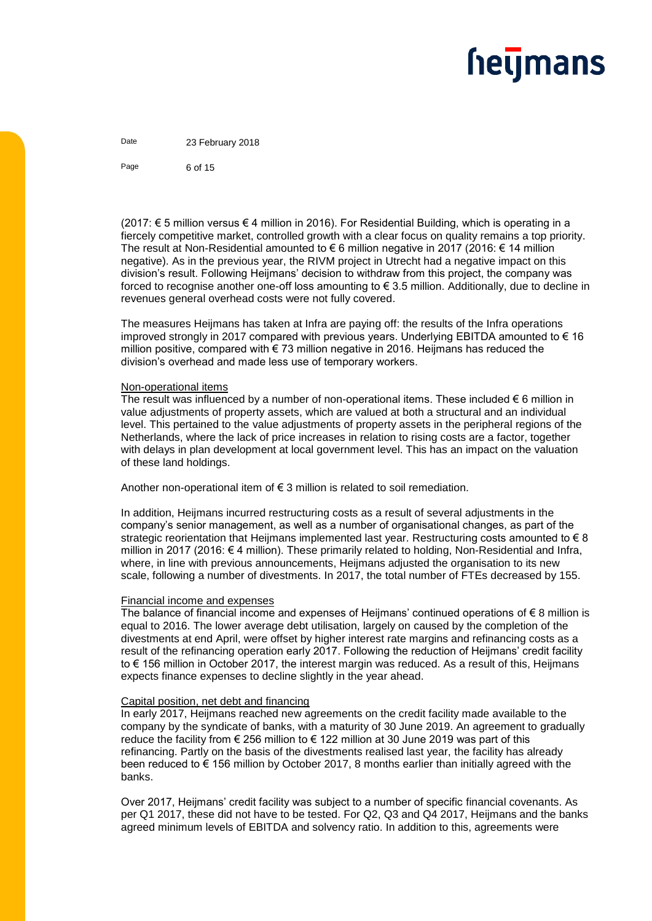(2017: € 5 million versus € 4 million in 2016). For Residential Building, which is operating in a fiercely competitive market, controlled growth with a clear focus on quality remains a top priority. The result at Non-Residential amounted to € 6 million negative in 2017 (2016: € 14 million negative). As in the previous year, the RIVM project in Utrecht had a negative impact on this division's result. Following Heijmans' decision to withdraw from this project, the company was forced to recognise another one-off loss amounting to € 3.5 million. Additionally, due to decline in revenues general overhead costs were not fully covered.

The measures Heijmans has taken at Infra are paying off: the results of the Infra operations improved strongly in 2017 compared with previous years. Underlying EBITDA amounted to € 16 million positive, compared with € 73 million negative in 2016. Heijmans has reduced the division's overhead and made less use of temporary workers.

## Non-operational items

The result was influenced by a number of non-operational items. These included € 6 million in value adjustments of property assets, which are valued at both a structural and an individual level. This pertained to the value adjustments of property assets in the peripheral regions of the Netherlands, where the lack of price increases in relation to rising costs are a factor, together with delays in plan development at local government level. This has an impact on the valuation of these land holdings.

Another non-operational item of € 3 million is related to soil remediation.

In addition, Heijmans incurred restructuring costs as a result of several adjustments in the company's senior management, as well as a number of organisational changes, as part of the strategic reorientation that Heijmans implemented last year. Restructuring costs amounted to € 8 million in 2017 (2016: € 4 million). These primarily related to holding, Non-Residential and Infra, where, in line with previous announcements, Heijmans adjusted the organisation to its new scale, following a number of divestments. In 2017, the total number of FTEs decreased by 155.

## Financial income and expenses

The balance of financial income and expenses of Heijmans' continued operations of € 8 million is equal to 2016. The lower average debt utilisation, largely on caused by the completion of the divestments at end April, were offset by higher interest rate margins and refinancing costs as a result of the refinancing operation early 2017. Following the reduction of Heijmans' credit facility to € 156 million in October 2017, the interest margin was reduced. As a result of this, Heijmans expects finance expenses to decline slightly in the year ahead.

## Capital position, net debt and financing

In early 2017, Heijmans reached new agreements on the credit facility made available to the company by the syndicate of banks, with a maturity of 30 June 2019. An agreement to gradually reduce the facility from € 256 million to € 122 million at 30 June 2019 was part of this refinancing. Partly on the basis of the divestments realised last year, the facility has already been reduced to € 156 million by October 2017, 8 months earlier than initially agreed with the banks.

Over 2017, Heijmans' credit facility was subject to a number of specific financial covenants. As per Q1 2017, these did not have to be tested. For Q2, Q3 and Q4 2017, Heijmans and the banks agreed minimum levels of EBITDA and solvency ratio. In addition to this, agreements were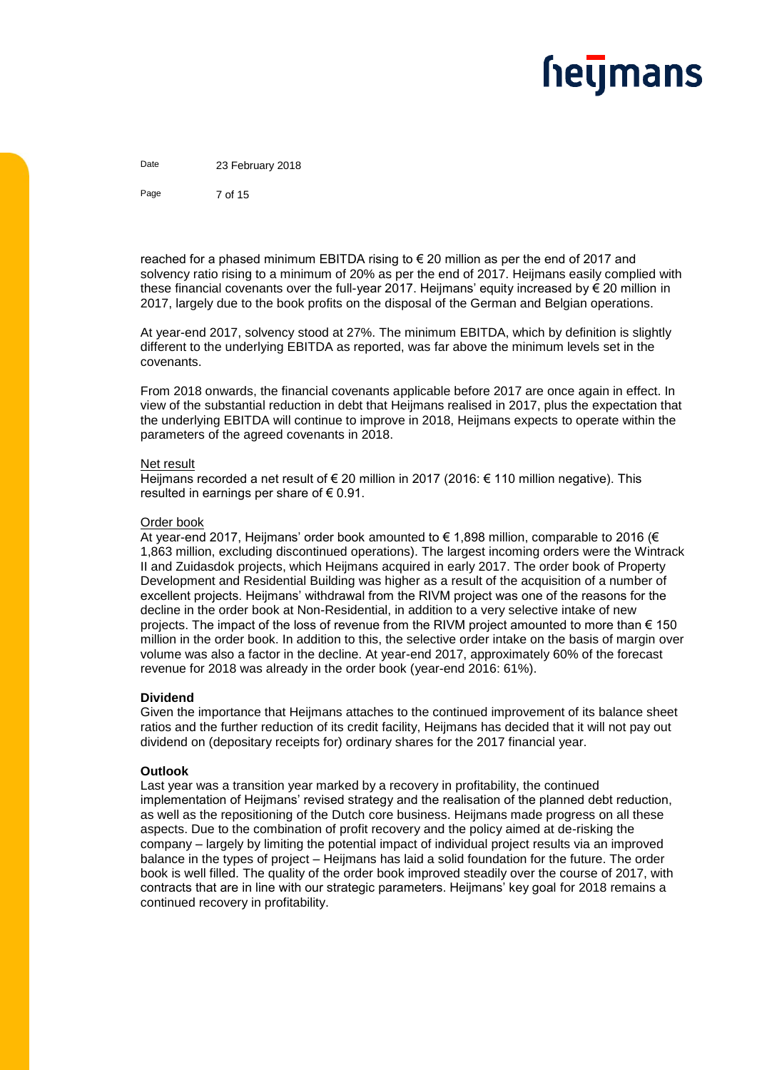reached for a phased minimum EBITDA rising to € 20 million as per the end of 2017 and solvency ratio rising to a minimum of 20% as per the end of 2017. Heijmans easily complied with these financial covenants over the full-year 2017. Heijmans' equity increased by € 20 million in 2017, largely due to the book profits on the disposal of the German and Belgian operations.

At year-end 2017, solvency stood at 27%. The minimum EBITDA, which by definition is slightly different to the underlying EBITDA as reported, was far above the minimum levels set in the covenants.

From 2018 onwards, the financial covenants applicable before 2017 are once again in effect. In view of the substantial reduction in debt that Heijmans realised in 2017, plus the expectation that the underlying EBITDA will continue to improve in 2018, Heijmans expects to operate within the parameters of the agreed covenants in 2018.

Net result

Heijmans recorded a net result of € 20 million in 2017 (2016: € 110 million negative). This resulted in earnings per share of € 0.91.

Order book

At year-end 2017, Heijmans' order book amounted to € 1,898 million, comparable to 2016 (€ 1,863 million, excluding discontinued operations). The largest incoming orders were the Wintrack II and Zuidasdok projects, which Heijmans acquired in early 2017. The order book of Property Development and Residential Building was higher as a result of the acquisition of a number of excellent projects. Heijmans' withdrawal from the RIVM project was one of the reasons for the decline in the order book at Non-Residential, in addition to a very selective intake of new projects. The impact of the loss of revenue from the RIVM project amounted to more than € 150 million in the order book. In addition to this, the selective order intake on the basis of margin over volume was also a factor in the decline. At year-end 2017, approximately 60% of the forecast revenue for 2018 was already in the order book (year-end 2016: 61%).

**Dividend**

Given the importance that Heijmans attaches to the continued improvement of its balance sheet ratios and the further reduction of its credit facility, Heijmans has decided that it will not pay out dividend on (depositary receipts for) ordinary shares for the 2017 financial year.

**Outlook**

Last year was a transition year marked by a recovery in profitability, the continued implementation of Heijmans' revised strategy and the realisation of the planned debt reduction, as well as the repositioning of the Dutch core business. Heijmans made progress on all these aspects. Due to the combination of profit recovery and the policy aimed at de-risking the company – largely by limiting the potential impact of individual project results via an improved balance in the types of project – Heijmans has laid a solid foundation for the future. The order book is well filled. The quality of the order book improved steadily over the course of 2017, with contracts that are in line with our strategic parameters. Heijmans' key goal for 2018 remains a continued recovery in profitability.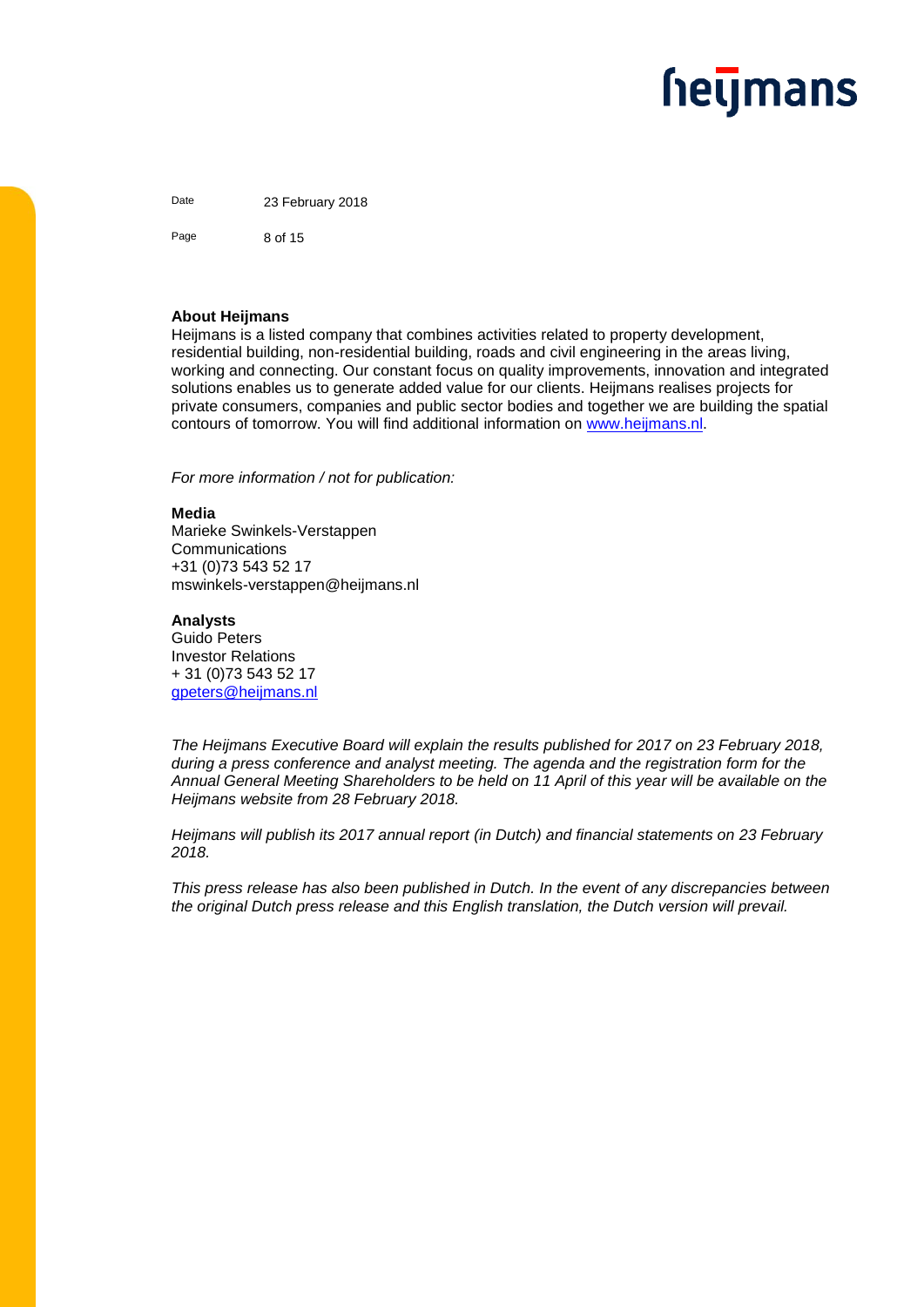**About Heijmans**
Heijmans is a listed company that combines activities related to property development, residential building, non-residential building, roads and civil engineering in the areas living, working and connecting. Our constant focus on quality improvements, innovation and integrated solutions enables us to generate added value for our clients. Heijmans realises projects for private consumers, companies and public sector bodies and together we are building the spatial contours of tomorrow. You will find additional information on [www.heijmans.nl](http://www.heijmans.nl).

*For more information / not for publication:*

**Media**
Marieke Swinkels-Verstappen
Communications
+31 (0)73 543 52 17
mswinkels-verstappen@heijmans.nl

**Analysts**
Guido Peters
Investor Relations
+ 31 (0)73 543 52 17
[gpeters@heijmans.nl](mailto:gpeters@heijmans.nl)

*The Heijmans Executive Board will explain the results published for 2017 on 23 February 2018, during a press conference and analyst meeting. The agenda and the registration form for the Annual General Meeting Shareholders to be held on 11 April of this year will be available on the Heijmans website from 28 February 2018.*

*Heijmans will publish its 2017 annual report (in Dutch) and financial statements on 23 February 2018.*

*This press release has also been published in Dutch. In the event of any discrepancies between the original Dutch press release and this English translation, the Dutch version will prevail.*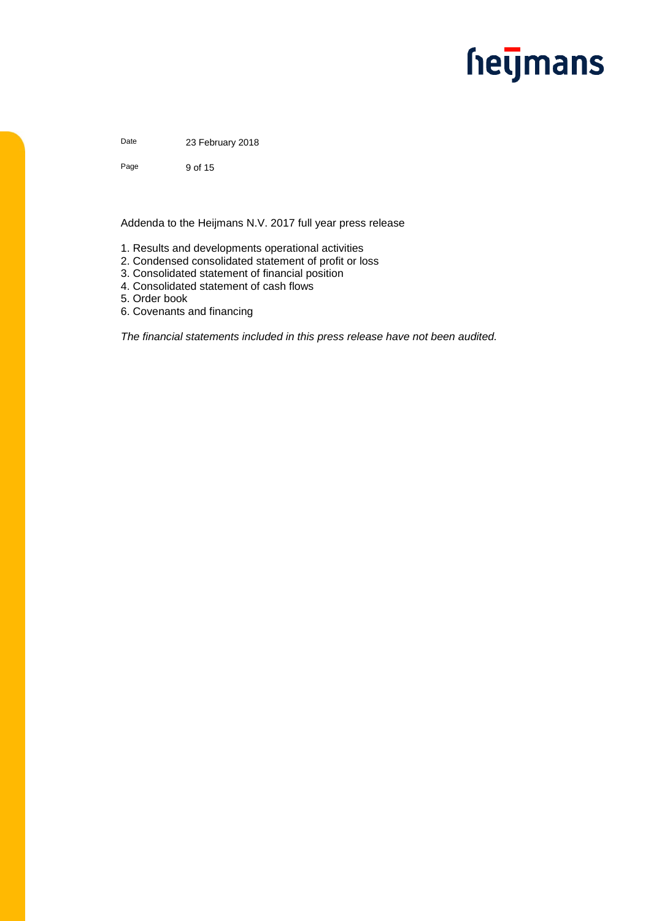Date 23 February 2018

Addenda to the Heijmans N.V. 2017 full year press release

1. Results and developments operational activities
2. Condensed consolidated statement of profit or loss
3. Consolidated statement of financial position
4. Consolidated statement of cash flows
5. Order book
6. Covenants and financing

*The financial statements included in this press release have not been audited.*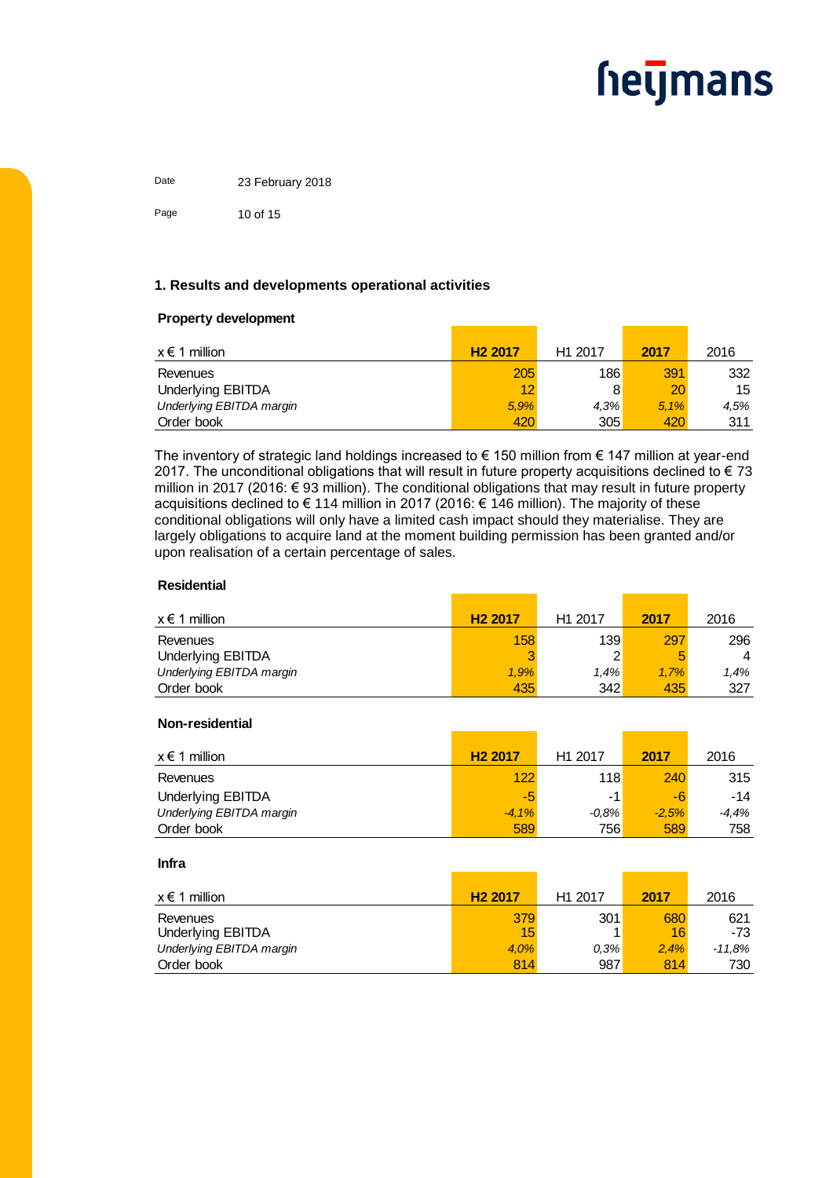## 1. Results and developments operational activities

### Property development

| x € 1 million | **H2 2017** | H1 2017 | **2017** | 2016 |
|---|---|---|---|---|
| Revenues | 205 | 186 | 391 | 332 |
| Underlying EBITDA | 12 | 8 | 20 | 15 |
| *Underlying EBITDA margin* | *5,9%* | *4,3%* | *5,1%* | *4,5%* |
| Order book | 420 | 305 | 420 | 311 |

The inventory of strategic land holdings increased to € 150 million from € 147 million at year-end 2017. The unconditional obligations that will result in future property acquisitions declined to € 73 million in 2017 (2016: € 93 million). The conditional obligations that may result in future property acquisitions declined to € 114 million in 2017 (2016: € 146 million). The majority of these conditional obligations will only have a limited cash impact should they materialise. They are largely obligations to acquire land at the moment building permission has been granted and/or upon realisation of a certain percentage of sales.

### Residential

| x € 1 million | **H2 2017** | H1 2017 | **2017** | 2016 |
|---|---|---|---|---|
| Revenues | 158 | 139 | 297 | 296 |
| Underlying EBITDA | 3 | 2 | 5 | 4 |
| *Underlying EBITDA margin* | *1,9%* | *1,4%* | *1,7%* | *1,4%* |
| Order book | 435 | 342 | 435 | 327 |

### Non-residential

| x € 1 million | **H2 2017** | H1 2017 | **2017** | 2016 |
|---|---|---|---|---|
| Revenues | 122 | 118 | 240 | 315 |
| Underlying EBITDA | -5 | -1 | -6 | -14 |
| *Underlying EBITDA margin* | *-4,1%* | *-0,8%* | *-2,5%* | *-4,4%* |
| Order book | 589 | 756 | 589 | 758 |

### Infra

| x € 1 million | **H2 2017** | H1 2017 | **2017** | 2016 |
|---|---|---|---|---|
| Revenues | 379 | 301 | 680 | 621 |
| Underlying EBITDA | 15 | 1 | 16 | -73 |
| *Underlying EBITDA margin* | *4,0%* | *0,3%* | *2,4%* | *-11,8%* |
| Order book | 814 | 987 | 814 | 730 |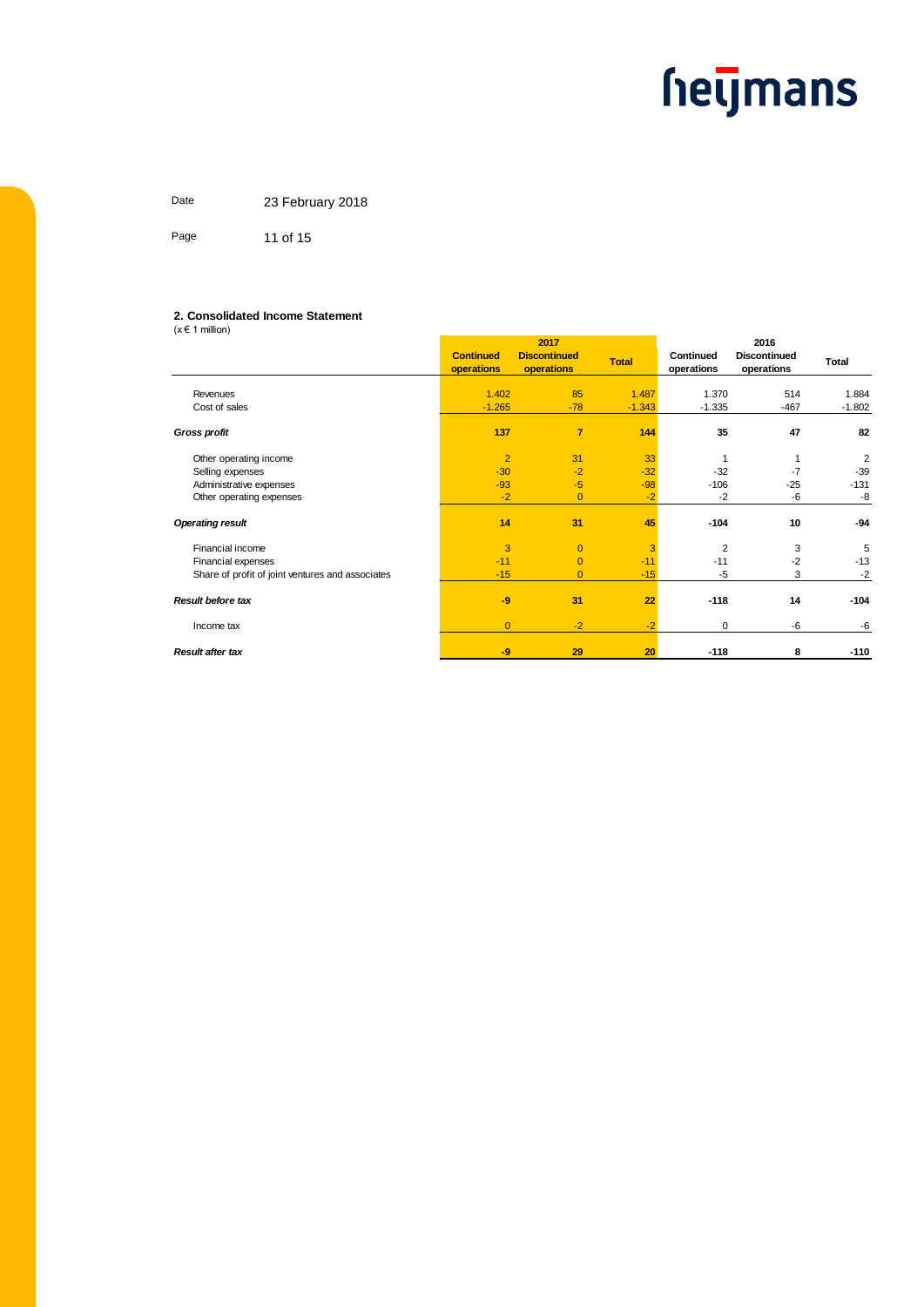Date 23 February 2018

## 2. Consolidated Income Statement

(x € 1 million)

| | 2017 | | | 2016 | | |
|---|---|---|---|---|---|---|
| | **Continued operations** | **Discontinued operations** | **Total** | **Continued operations** | **Discontinued operations** | **Total** |
| Revenues | 1.402 | 85 | 1.487 | 1.370 | 514 | 1.884 |
| Cost of sales | -1.265 | -78 | -1.343 | -1.335 | -467 | -1.802 |
| ***Gross profit*** | **137** | **7** | **144** | **35** | **47** | **82** |
| Other operating income | 2 | 31 | 33 | 1 | 1 | 2 |
| Selling expenses | -30 | -2 | -32 | -32 | -7 | -39 |
| Administrative expenses | -93 | -5 | -98 | -106 | -25 | -131 |
| Other operating expenses | -2 | 0 | -2 | -2 | -6 | -8 |
| ***Operating result*** | **14** | **31** | **45** | **-104** | **10** | **-94** |
| Financial income | 3 | 0 | 3 | 2 | 3 | 5 |
| Financial expenses | -11 | 0 | -11 | -11 | -2 | -13 |
| Share of profit of joint ventures and associates | -15 | 0 | -15 | -5 | 3 | -2 |
| ***Result before tax*** | **-9** | **31** | **22** | **-118** | **14** | **-104** |
| Income tax | 0 | -2 | -2 | 0 | -6 | -6 |
| ***Result after tax*** | **-9** | **29** | **20** | **-118** | **8** | **-110** |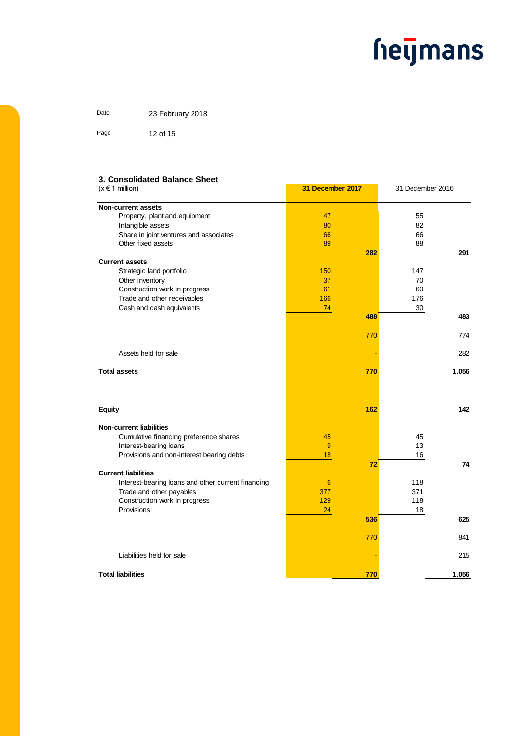Date 23 February 2018

### 3. Consolidated Balance Sheet

| (x € 1 million) | 31 December 2017 | | 31 December 2016 | |
|---|---|---|---|---|
| **Non-current assets** | | | | |
| Property, plant and equipment | 47 | | 55 | |
| Intangible assets | 80 | | 82 | |
| Share in joint ventures and associates | 66 | | 66 | |
| Other fixed assets | 89 | | 88 | |
| | | **282** | | **291** |
| **Current assets** | | | | |
| Strategic land portfolio | 150 | | 147 | |
| Other inventory | 37 | | 70 | |
| Construction work in progress | 61 | | 60 | |
| Trade and other receivables | 166 | | 176 | |
| Cash and cash equivalents | 74 | | 30 | |
| | | **488** | | **483** |
| | | 770 | | 774 |
| Assets held for sale | | - | | 282 |
| **Total assets** | | **770** | | **1.056** |
| | | | | |
| **Equity** | | **162** | | **142** |
| **Non-current liabilities** | | | | |
| Cumulative financing preference shares | 45 | | 45 | |
| Interest-bearing loans | 9 | | 13 | |
| Provisions and non-interest bearing debts | 18 | | 16 | |
| | | **72** | | **74** |
| **Current liabilities** | | | | |
| Interest-bearing loans and other current financing | 6 | | 118 | |
| Trade and other payables | 377 | | 371 | |
| Construction work in progress | 129 | | 118 | |
| Provisions | 24 | | 18 | |
| | | **536** | | **625** |
| | | 770 | | 841 |
| Liabilities held for sale | | - | | 215 |
| **Total liabilities** | | **770** | | **1.056** |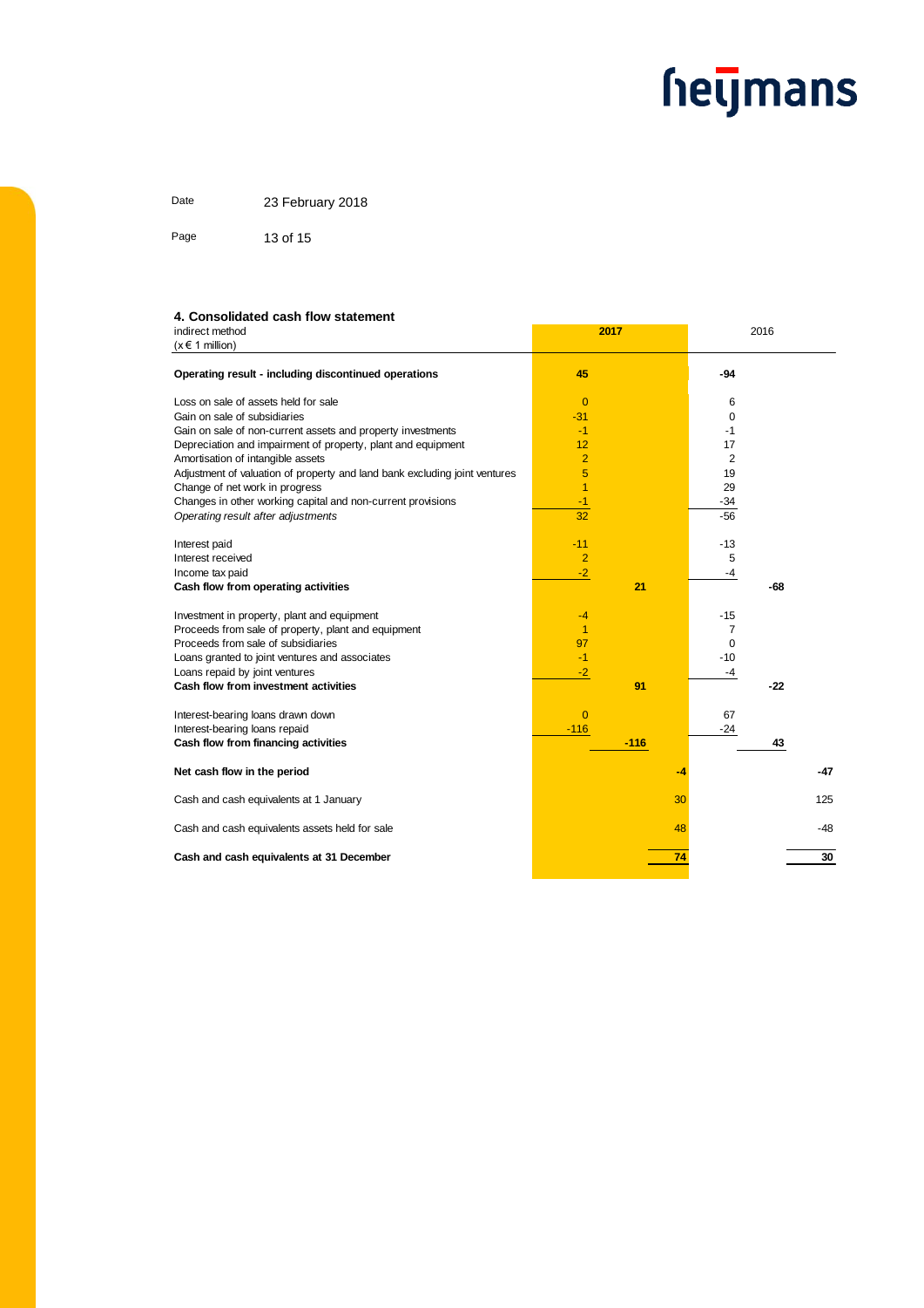Date 23 February 2018

## 4. Consolidated cash flow statement

| indirect method (x € 1 million) | 2017 | | 2016 | |
|---|---|---|---|---|
| **Operating result - including discontinued operations** | **45** | | **-94** | |
| Loss on sale of assets held for sale | 0 | | 6 | |
| Gain on sale of subsidiaries | -31 | | 0 | |
| Gain on sale of non-current assets and property investments | -1 | | -1 | |
| Depreciation and impairment of property, plant and equipment | 12 | | 17 | |
| Amortisation of intangible assets | 2 | | 2 | |
| Adjustment of valuation of property and land bank excluding joint ventures | 5 | | 19 | |
| Change of net work in progress | 1 | | 29 | |
| Changes in other working capital and non-current provisions | -1 | | -34 | |
| *Operating result after adjustments* | 32 | | -56 | |
| Interest paid | -11 | | -13 | |
| Interest received | 2 | | 5 | |
| Income tax paid | -2 | | -4 | |
| **Cash flow from operating activities** | | **21** | | **-68** |
| Investment in property, plant and equipment | -4 | | -15 | |
| Proceeds from sale of property, plant and equipment | 1 | | 7 | |
| Proceeds from sale of subsidiaries | 97 | | 0 | |
| Loans granted to joint ventures and associates | -1 | | -10 | |
| Loans repaid by joint ventures | -2 | | -4 | |
| **Cash flow from investment activities** | | **91** | | **-22** |
| Interest-bearing loans drawn down | 0 | | 67 | |
| Interest-bearing loans repaid | -116 | | -24 | |
| **Cash flow from financing activities** | | **-116** | | **43** |
| **Net cash flow in the period** | | **-4** | | **-47** |
| Cash and cash equivalents at 1 January | | 30 | | 125 |
| Cash and cash equivalents assets held for sale | | 48 | | -48 |
| **Cash and cash equivalents at 31 December** | | **74** | | **30** |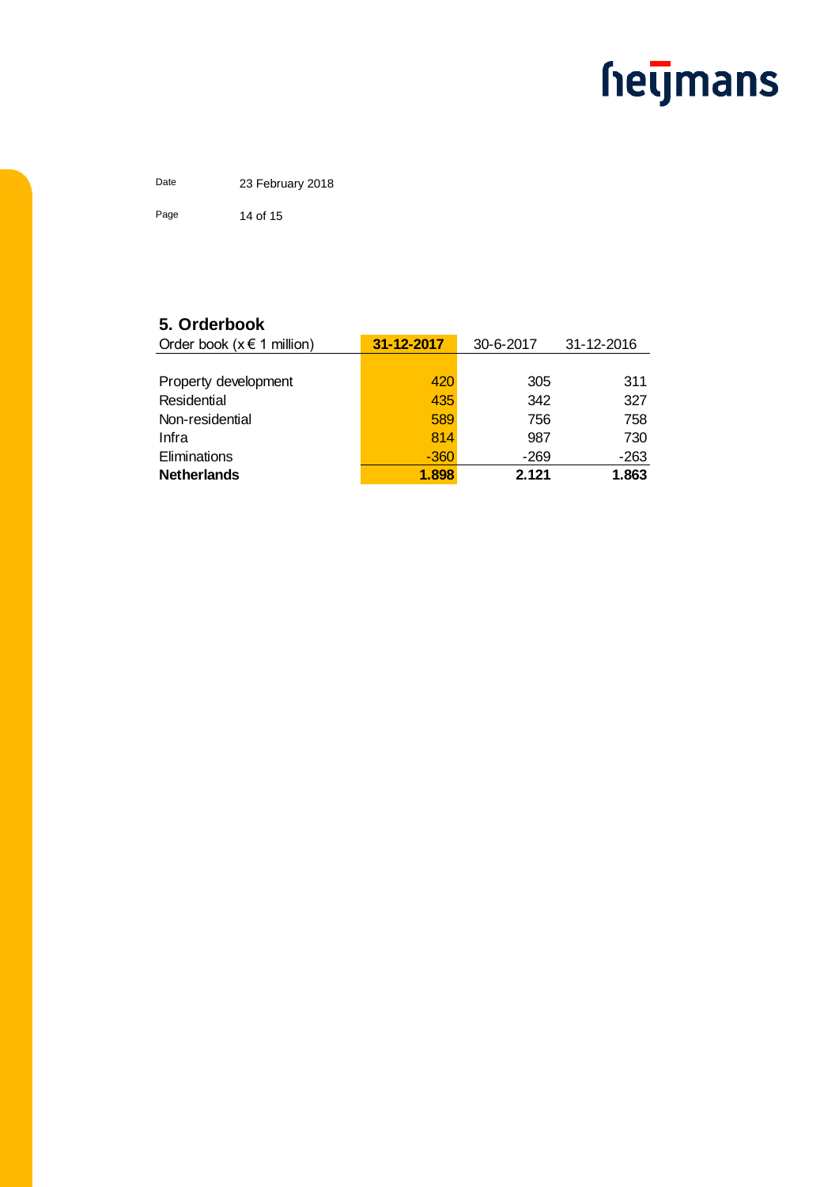## 5. Orderbook

| Order book (x € 1 million) | **31-12-2017** | 30-6-2017 | 31-12-2016 |
|---|---|---|---|
| Property development | 420 | 305 | 311 |
| Residential | 435 | 342 | 327 |
| Non-residential | 589 | 756 | 758 |
| Infra | 814 | 987 | 730 |
| Eliminations | -360 | -269 | -263 |
| **Netherlands** | **1.898** | **2.121** | **1.863** |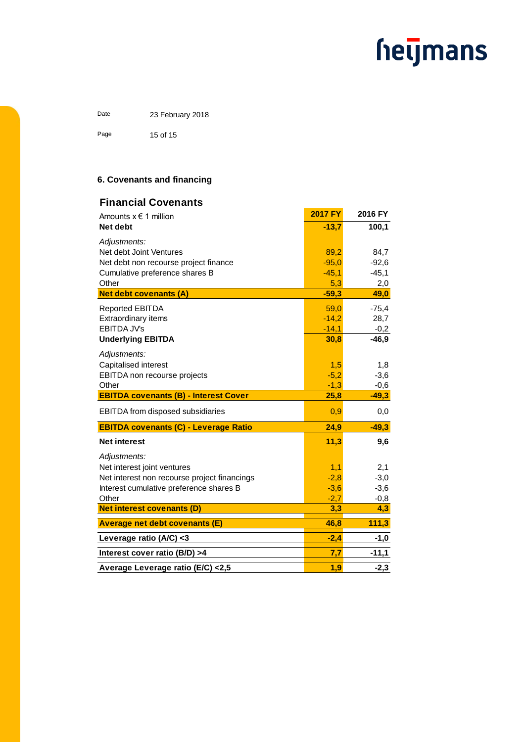## 6. Covenants and financing

### Financial Covenants

| Amounts x € 1 million | 2017 FY | 2016 FY |
|---|---|---|
| **Net debt** | **-13,7** | **100,1** |
| *Adjustments:* | | |
| Net debt Joint Ventures | 89,2 | 84,7 |
| Net debt non recourse project finance | -95,0 | -92,6 |
| Cumulative preference shares B | -45,1 | -45,1 |
| Other | 5,3 | 2,0 |
| **Net debt covenants (A)** | **-59,3** | **49,0** |
| Reported EBITDA | 59,0 | -75,4 |
| Extraordinary items | -14,2 | 28,7 |
| EBITDA JV's | -14,1 | -0,2 |
| **Underlying EBITDA** | **30,8** | **-46,9** |
| *Adjustments:* | | |
| Capitalised interest | 1,5 | 1,8 |
| EBITDA non recourse projects | -5,2 | -3,6 |
| Other | -1,3 | -0,6 |
| **EBITDA covenants (B) - Interest Cover** | **25,8** | **-49,3** |
| EBITDA from disposed subsidiaries | 0,9 | 0,0 |
| **EBITDA covenants (C) - Leverage Ratio** | **24,9** | **-49,3** |
| **Net interest** | **11,3** | **9,6** |
| *Adjustments:* | | |
| Net interest joint ventures | 1,1 | 2,1 |
| Net interest non recourse project financings | -2,8 | -3,0 |
| Interest cumulative preference shares B | -3,6 | -3,6 |
| Other | -2,7 | -0,8 |
| **Net interest covenants (D)** | **3,3** | **4,3** |
| **Average net debt covenants (E)** | **46,8** | **111,3** |
| **Leverage ratio (A/C) <3** | **-2,4** | **-1,0** |
| **Interest cover ratio (B/D) >4** | **7,7** | **-11,1** |
| **Average Leverage ratio (E/C) <2,5** | **1,9** | **-2,3** |